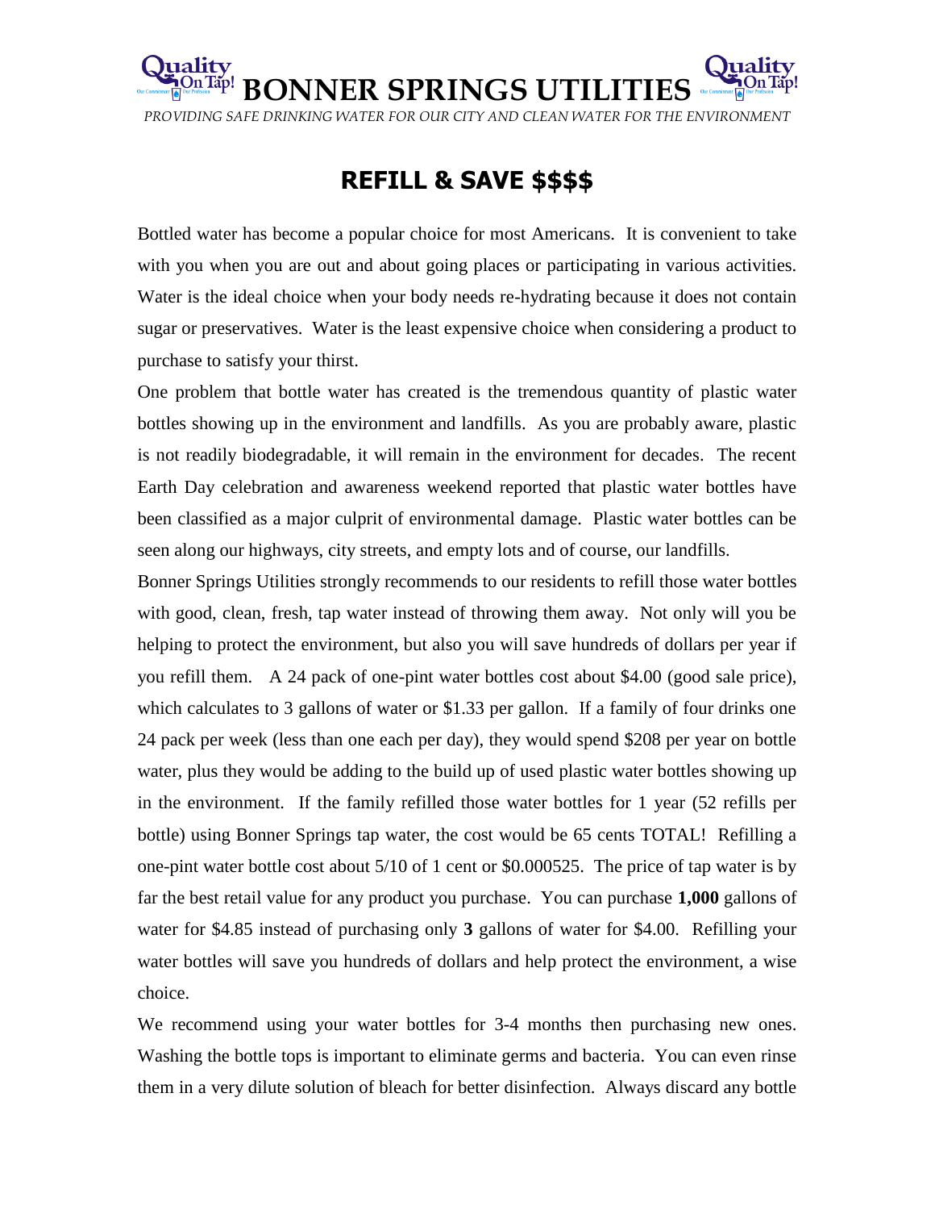# BONNER SPRINGS UTILITIES

*PROVIDING SAFE DRINKING WATER FOR OUR CITY AND CLEAN WATER FOR THE ENVIRONMENT*

## REFILL & SAVE $$$$

Bottled water has become a popular choice for most Americans. It is convenient to take with you when you are out and about going places or participating in various activities. Water is the ideal choice when your body needs re-hydrating because it does not contain sugar or preservatives. Water is the least expensive choice when considering a product to purchase to satisfy your thirst.

One problem that bottle water has created is the tremendous quantity of plastic water bottles showing up in the environment and landfills. As you are probably aware, plastic is not readily biodegradable, it will remain in the environment for decades. The recent Earth Day celebration and awareness weekend reported that plastic water bottles have been classified as a major culprit of environmental damage. Plastic water bottles can be seen along our highways, city streets, and empty lots and of course, our landfills.

Bonner Springs Utilities strongly recommends to our residents to refill those water bottles with good, clean, fresh, tap water instead of throwing them away. Not only will you be helping to protect the environment, but also you will save hundreds of dollars per year if you refill them. A 24 pack of one-pint water bottles cost about $4.00 (good sale price), which calculates to 3 gallons of water or $1.33 per gallon. If a family of four drinks one 24 pack per week (less than one each per day), they would spend $208 per year on bottle water, plus they would be adding to the build up of used plastic water bottles showing up in the environment. If the family refilled those water bottles for 1 year (52 refills per bottle) using Bonner Springs tap water, the cost would be 65 cents TOTAL! Refilling a one-pint water bottle cost about 5/10 of 1 cent or $0.000525. The price of tap water is by far the best retail value for any product you purchase. You can purchase **1,000** gallons of water for $4.85 instead of purchasing only **3** gallons of water for $4.00. Refilling your water bottles will save you hundreds of dollars and help protect the environment, a wise choice.

We recommend using your water bottles for 3-4 months then purchasing new ones. Washing the bottle tops is important to eliminate germs and bacteria. You can even rinse them in a very dilute solution of bleach for better disinfection. Always discard any bottle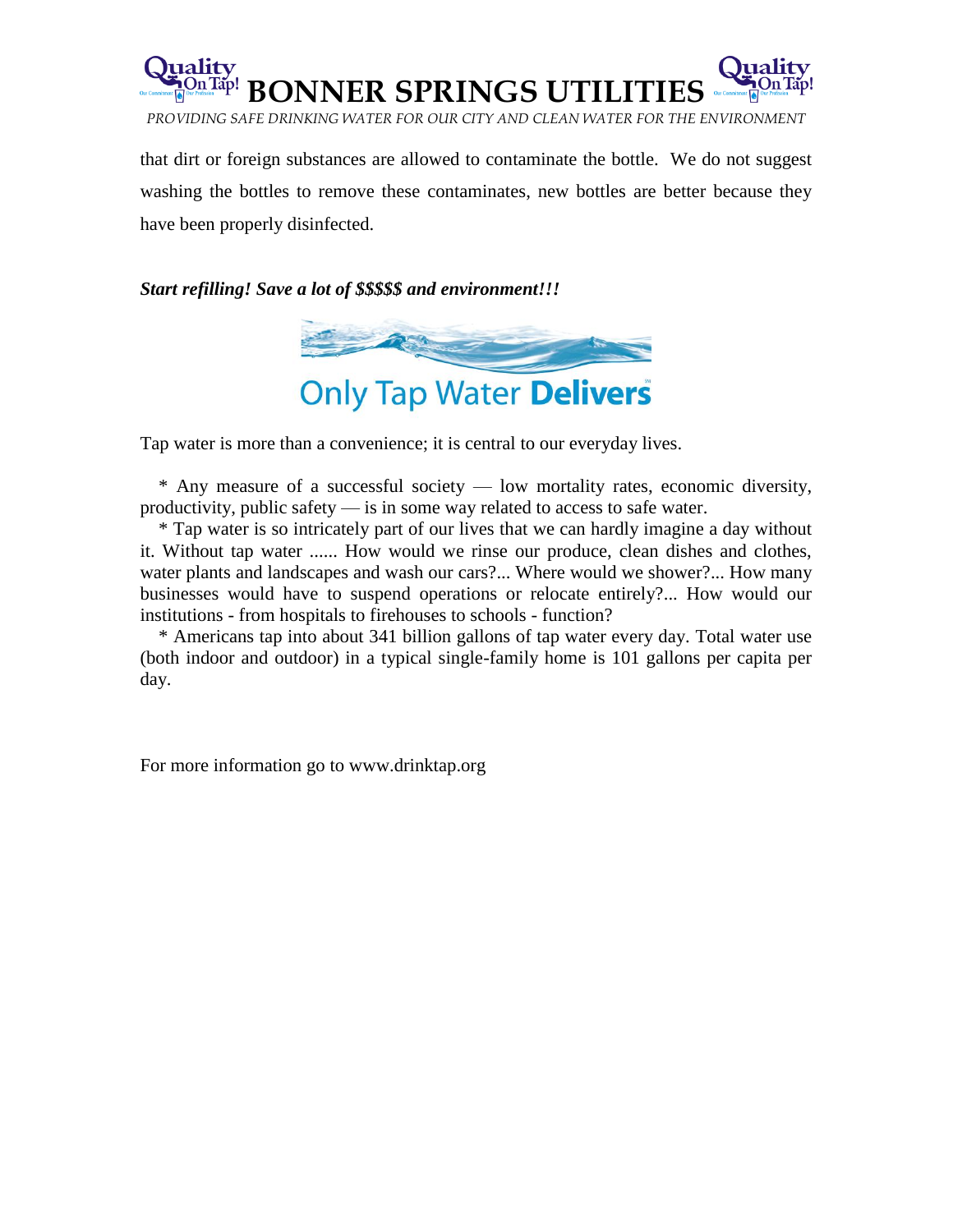that dirt or foreign substances are allowed to contaminate the bottle. We do not suggest washing the bottles to remove these contaminates, new bottles are better because they have been properly disinfected.

***Start refilling! Save a lot of $$$$$ and environment!!!***

Only Tap Water **Delivers**

Tap water is more than a convenience; it is central to our everyday lives.

* Any measure of a successful society — low mortality rates, economic diversity, productivity, public safety — is in some way related to access to safe water.
* Tap water is so intricately part of our lives that we can hardly imagine a day without it. Without tap water ...... How would we rinse our produce, clean dishes and clothes, water plants and landscapes and wash our cars?... Where would we shower?... How many businesses would have to suspend operations or relocate entirely?... How would our institutions - from hospitals to firehouses to schools - function?
* Americans tap into about 341 billion gallons of tap water every day. Total water use (both indoor and outdoor) in a typical single-family home is 101 gallons per capita per day.

For more information go to www.drinktap.org